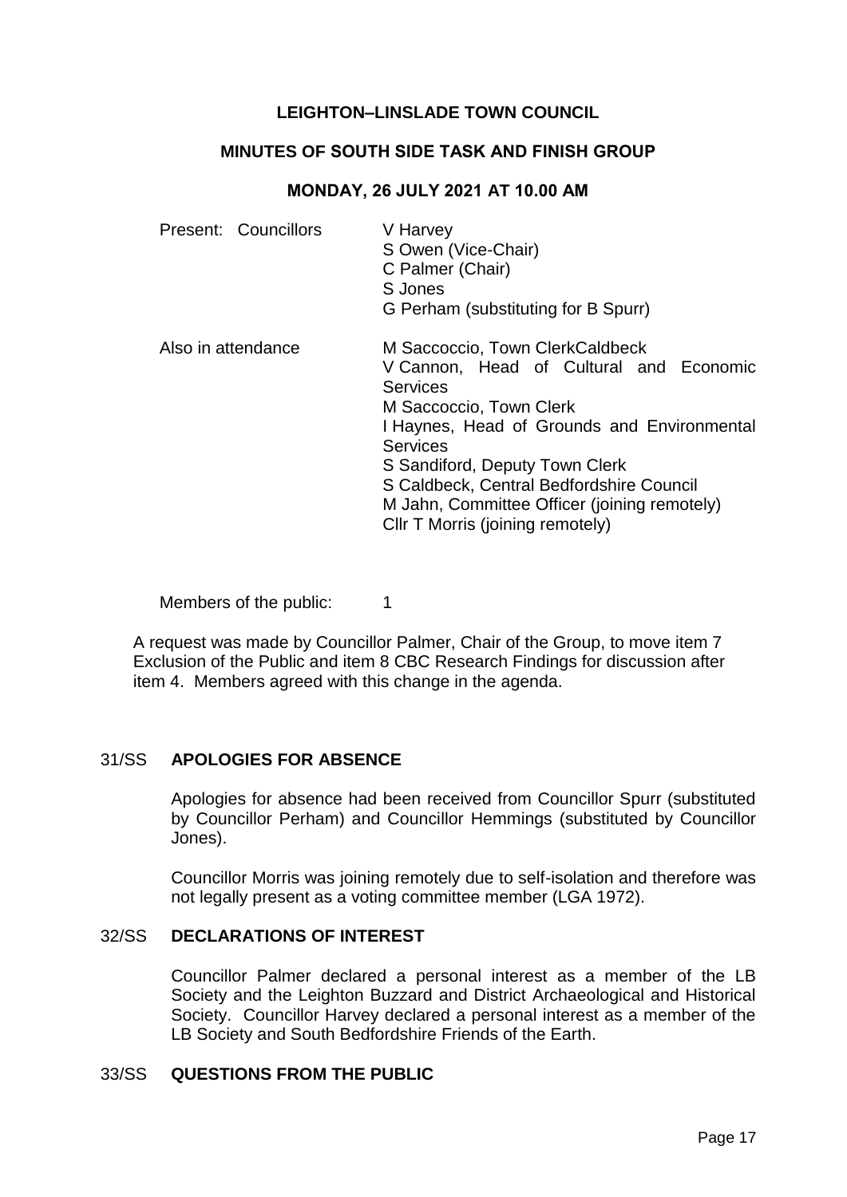**LEIGHTON–LINSLADE TOWN COUNCIL**

**MINUTES OF SOUTH SIDE TASK AND FINISH GROUP**

**MONDAY, 26 JULY 2021 AT 10.00 AM**

| | |
|---|---|
| Present: Councillors | V Harvey<br>S Owen (Vice-Chair)<br>C Palmer (Chair)<br>S Jones<br>G Perham (substituting for B Spurr) |
| Also in attendance | M Saccoccio, Town ClerkCaldbeck<br>V Cannon, Head of Cultural and Economic Services<br>M Saccoccio, Town Clerk<br>I Haynes, Head of Grounds and Environmental Services<br>S Sandiford, Deputy Town Clerk<br>S Caldbeck, Central Bedfordshire Council<br>M Jahn, Committee Officer (joining remotely)<br>Cllr T Morris (joining remotely) |

Members of the public: 1

A request was made by Councillor Palmer, Chair of the Group, to move item 7 Exclusion of the Public and item 8 CBC Research Findings for discussion after item 4. Members agreed with this change in the agenda.

## 31/SS APOLOGIES FOR ABSENCE

Apologies for absence had been received from Councillor Spurr (substituted by Councillor Perham) and Councillor Hemmings (substituted by Councillor Jones).

Councillor Morris was joining remotely due to self-isolation and therefore was not legally present as a voting committee member (LGA 1972).

## 32/SS DECLARATIONS OF INTEREST

Councillor Palmer declared a personal interest as a member of the LB Society and the Leighton Buzzard and District Archaeological and Historical Society. Councillor Harvey declared a personal interest as a member of the LB Society and South Bedfordshire Friends of the Earth.

## 33/SS QUESTIONS FROM THE PUBLIC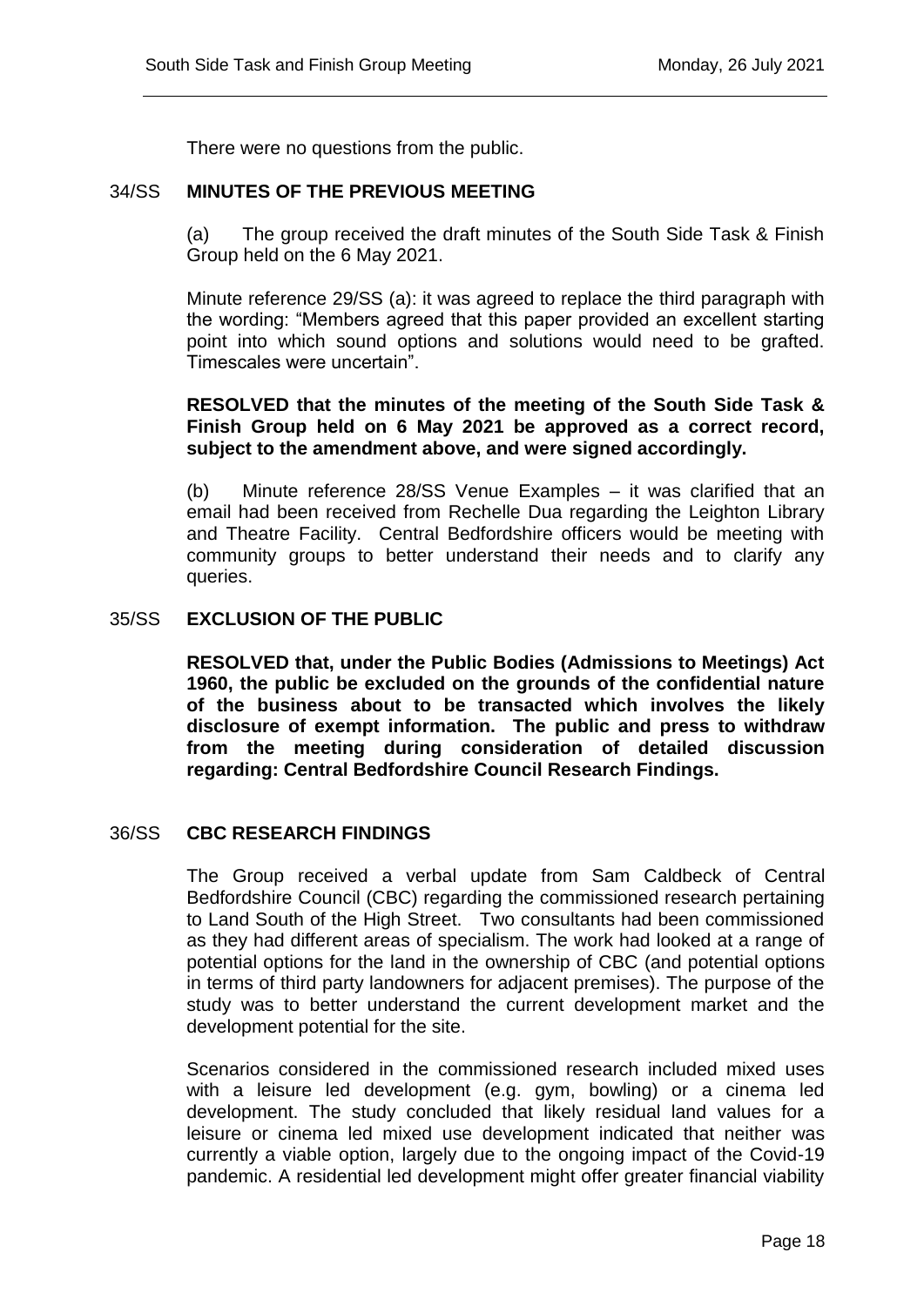There were no questions from the public.

## 34/SS MINUTES OF THE PREVIOUS MEETING

(a) The group received the draft minutes of the South Side Task & Finish Group held on the 6 May 2021.

Minute reference 29/SS (a): it was agreed to replace the third paragraph with the wording: "Members agreed that this paper provided an excellent starting point into which sound options and solutions would need to be grafted. Timescales were uncertain".

**RESOLVED that the minutes of the meeting of the South Side Task & Finish Group held on 6 May 2021 be approved as a correct record, subject to the amendment above, and were signed accordingly.**

(b) Minute reference 28/SS Venue Examples – it was clarified that an email had been received from Rechelle Dua regarding the Leighton Library and Theatre Facility. Central Bedfordshire officers would be meeting with community groups to better understand their needs and to clarify any queries.

## 35/SS EXCLUSION OF THE PUBLIC

**RESOLVED that, under the Public Bodies (Admissions to Meetings) Act 1960, the public be excluded on the grounds of the confidential nature of the business about to be transacted which involves the likely disclosure of exempt information. The public and press to withdraw from the meeting during consideration of detailed discussion regarding: Central Bedfordshire Council Research Findings.**

## 36/SS CBC RESEARCH FINDINGS

The Group received a verbal update from Sam Caldbeck of Central Bedfordshire Council (CBC) regarding the commissioned research pertaining to Land South of the High Street. Two consultants had been commissioned as they had different areas of specialism. The work had looked at a range of potential options for the land in the ownership of CBC (and potential options in terms of third party landowners for adjacent premises). The purpose of the study was to better understand the current development market and the development potential for the site.

Scenarios considered in the commissioned research included mixed uses with a leisure led development (e.g. gym, bowling) or a cinema led development. The study concluded that likely residual land values for a leisure or cinema led mixed use development indicated that neither was currently a viable option, largely due to the ongoing impact of the Covid-19 pandemic. A residential led development might offer greater financial viability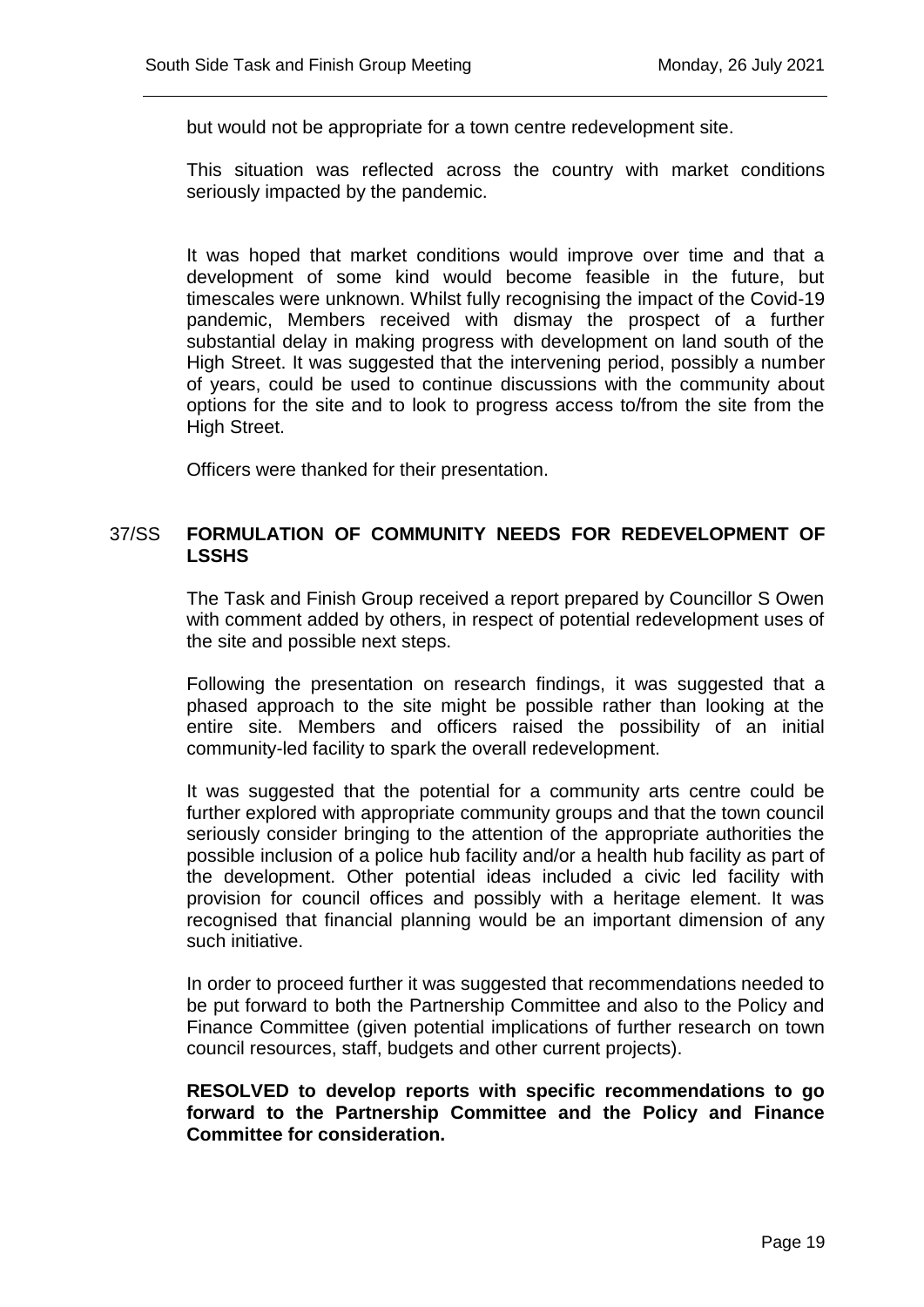but would not be appropriate for a town centre redevelopment site.

This situation was reflected across the country with market conditions seriously impacted by the pandemic.

It was hoped that market conditions would improve over time and that a development of some kind would become feasible in the future, but timescales were unknown. Whilst fully recognising the impact of the Covid-19 pandemic, Members received with dismay the prospect of a further substantial delay in making progress with development on land south of the High Street. It was suggested that the intervening period, possibly a number of years, could be used to continue discussions with the community about options for the site and to look to progress access to/from the site from the High Street.

Officers were thanked for their presentation.

## 37/SS FORMULATION OF COMMUNITY NEEDS FOR REDEVELOPMENT OF LSSHS

The Task and Finish Group received a report prepared by Councillor S Owen with comment added by others, in respect of potential redevelopment uses of the site and possible next steps.

Following the presentation on research findings, it was suggested that a phased approach to the site might be possible rather than looking at the entire site. Members and officers raised the possibility of an initial community-led facility to spark the overall redevelopment.

It was suggested that the potential for a community arts centre could be further explored with appropriate community groups and that the town council seriously consider bringing to the attention of the appropriate authorities the possible inclusion of a police hub facility and/or a health hub facility as part of the development. Other potential ideas included a civic led facility with provision for council offices and possibly with a heritage element. It was recognised that financial planning would be an important dimension of any such initiative.

In order to proceed further it was suggested that recommendations needed to be put forward to both the Partnership Committee and also to the Policy and Finance Committee (given potential implications of further research on town council resources, staff, budgets and other current projects).

**RESOLVED to develop reports with specific recommendations to go forward to the Partnership Committee and the Policy and Finance Committee for consideration.**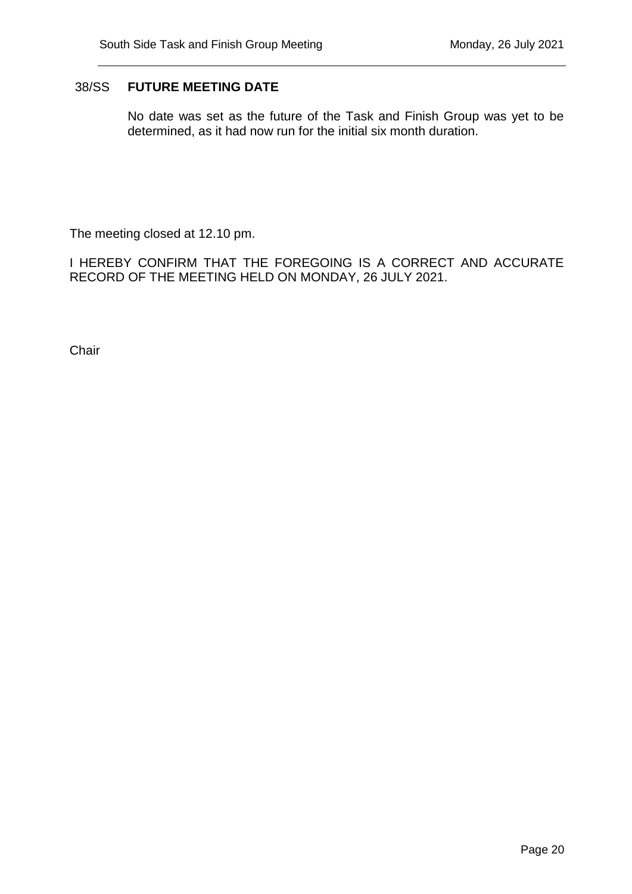## 38/SS FUTURE MEETING DATE

No date was set as the future of the Task and Finish Group was yet to be determined, as it had now run for the initial six month duration.

The meeting closed at 12.10 pm.

I HEREBY CONFIRM THAT THE FOREGOING IS A CORRECT AND ACCURATE RECORD OF THE MEETING HELD ON MONDAY, 26 JULY 2021.

Chair